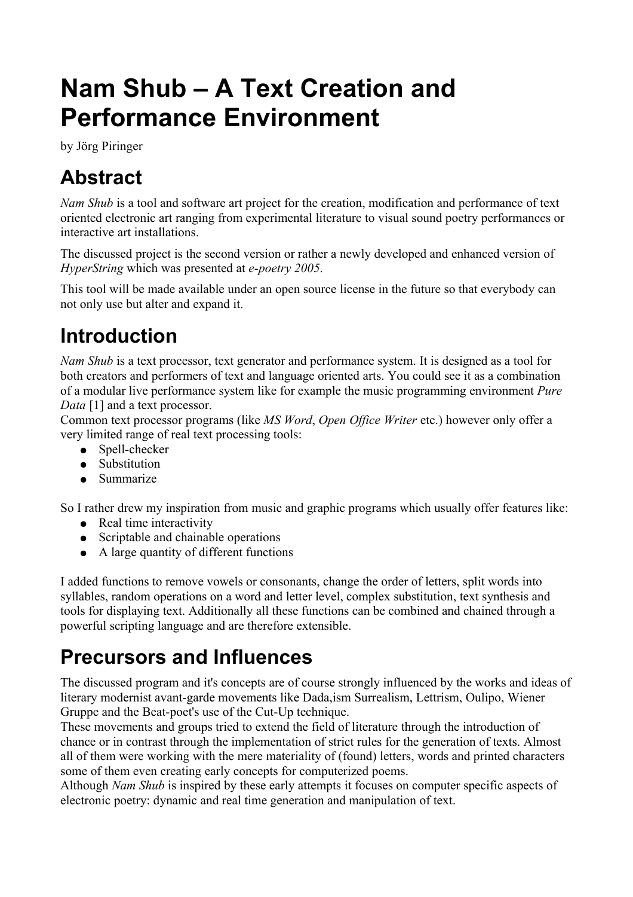# Nam Shub – A Text Creation and Performance Environment

by Jörg Piringer

## Abstract

*Nam Shub* is a tool and software art project for the creation, modification and performance of text oriented electronic art ranging from experimental literature to visual sound poetry performances or interactive art installations.

The discussed project is the second version or rather a newly developed and enhanced version of *HyperString* which was presented at *e-poetry 2005*.

This tool will be made available under an open source license in the future so that everybody can not only use but alter and expand it.

## Introduction

*Nam Shub* is a text processor, text generator and performance system. It is designed as a tool for both creators and performers of text and language oriented arts. You could see it as a combination of a modular live performance system like for example the music programming environment *Pure Data* [1] and a text processor.

Common text processor programs (like *MS Word*, *Open Office Writer* etc.) however only offer a very limited range of real text processing tools:

- Spell-checker
- Substitution
- Summarize

So I rather drew my inspiration from music and graphic programs which usually offer features like:

- Real time interactivity
- Scriptable and chainable operations
- A large quantity of different functions

I added functions to remove vowels or consonants, change the order of letters, split words into syllables, random operations on a word and letter level, complex substitution, text synthesis and tools for displaying text. Additionally all these functions can be combined and chained through a powerful scripting language and are therefore extensible.

## Precursors and Influences

The discussed program and it's concepts are of course strongly influenced by the works and ideas of literary modernist avant-garde movements like Dada,ism Surrealism, Lettrism, Oulipo, Wiener Gruppe and the Beat-poet's use of the Cut-Up technique.

These movements and groups tried to extend the field of literature through the introduction of chance or in contrast through the implementation of strict rules for the generation of texts. Almost all of them were working with the mere materiality of (found) letters, words and printed characters some of them even creating early concepts for computerized poems.

Although *Nam Shub* is inspired by these early attempts it focuses on computer specific aspects of electronic poetry: dynamic and real time generation and manipulation of text.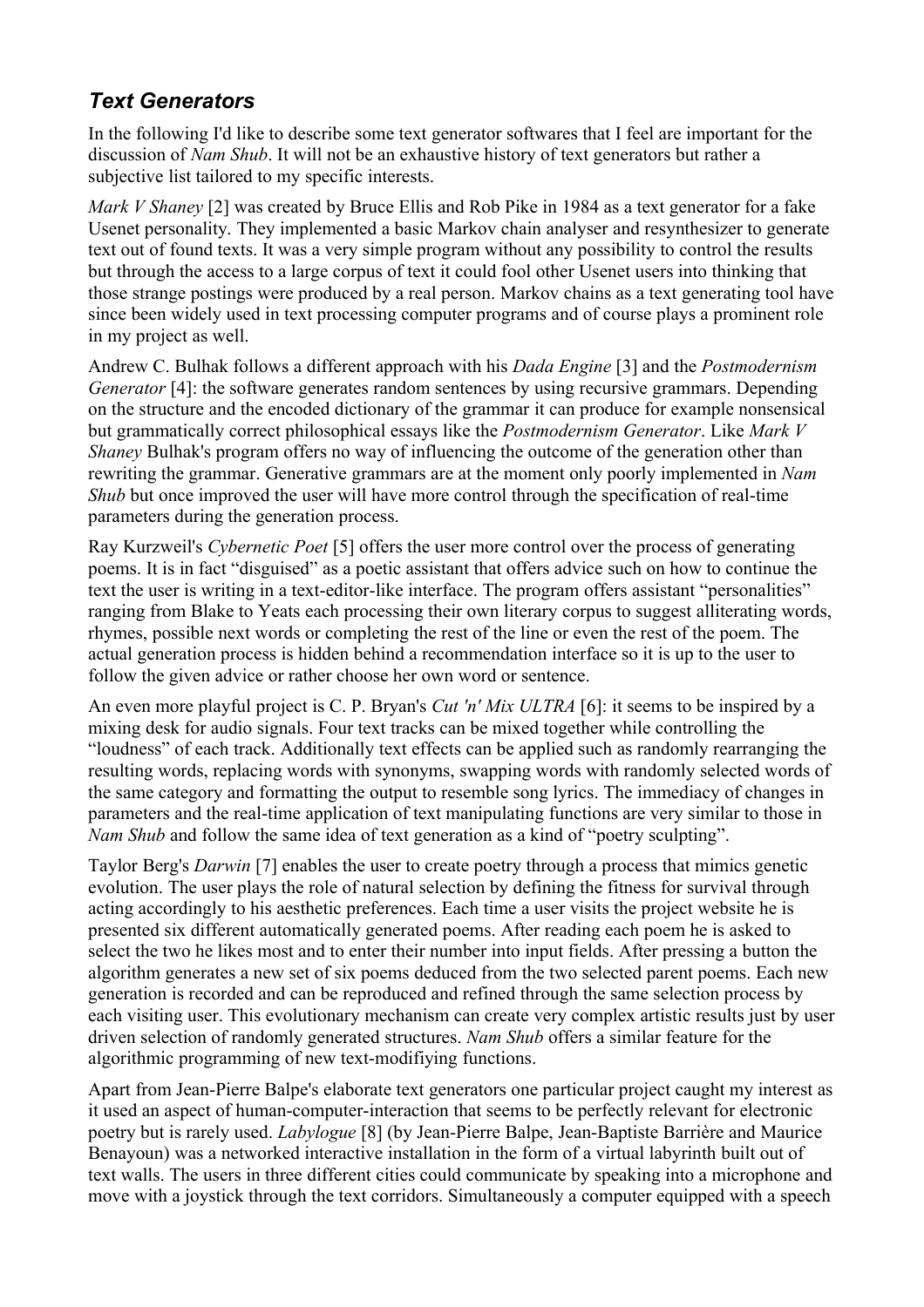## *Text Generators*

In the following I'd like to describe some text generator softwares that I feel are important for the discussion of *Nam Shub*. It will not be an exhaustive history of text generators but rather a subjective list tailored to my specific interests.

*Mark V Shaney* [2] was created by Bruce Ellis and Rob Pike in 1984 as a text generator for a fake Usenet personality. They implemented a basic Markov chain analyser and resynthesizer to generate text out of found texts. It was a very simple program without any possibility to control the results but through the access to a large corpus of text it could fool other Usenet users into thinking that those strange postings were produced by a real person. Markov chains as a text generating tool have since been widely used in text processing computer programs and of course plays a prominent role in my project as well.

Andrew C. Bulhak follows a different approach with his *Dada Engine* [3] and the *Postmodernism Generator* [4]: the software generates random sentences by using recursive grammars. Depending on the structure and the encoded dictionary of the grammar it can produce for example nonsensical but grammatically correct philosophical essays like the *Postmodernism Generator*. Like *Mark V Shaney* Bulhak's program offers no way of influencing the outcome of the generation other than rewriting the grammar. Generative grammars are at the moment only poorly implemented in *Nam Shub* but once improved the user will have more control through the specification of real-time parameters during the generation process.

Ray Kurzweil's *Cybernetic Poet* [5] offers the user more control over the process of generating poems. It is in fact "disguised" as a poetic assistant that offers advice such on how to continue the text the user is writing in a text-editor-like interface. The program offers assistant "personalities" ranging from Blake to Yeats each processing their own literary corpus to suggest alliterating words, rhymes, possible next words or completing the rest of the line or even the rest of the poem. The actual generation process is hidden behind a recommendation interface so it is up to the user to follow the given advice or rather choose her own word or sentence.

An even more playful project is C. P. Bryan's *Cut 'n' Mix ULTRA* [6]: it seems to be inspired by a mixing desk for audio signals. Four text tracks can be mixed together while controlling the "loudness" of each track. Additionally text effects can be applied such as randomly rearranging the resulting words, replacing words with synonyms, swapping words with randomly selected words of the same category and formatting the output to resemble song lyrics. The immediacy of changes in parameters and the real-time application of text manipulating functions are very similar to those in *Nam Shub* and follow the same idea of text generation as a kind of "poetry sculpting".

Taylor Berg's *Darwin* [7] enables the user to create poetry through a process that mimics genetic evolution. The user plays the role of natural selection by defining the fitness for survival through acting accordingly to his aesthetic preferences. Each time a user visits the project website he is presented six different automatically generated poems. After reading each poem he is asked to select the two he likes most and to enter their number into input fields. After pressing a button the algorithm generates a new set of six poems deduced from the two selected parent poems. Each new generation is recorded and can be reproduced and refined through the same selection process by each visiting user. This evolutionary mechanism can create very complex artistic results just by user driven selection of randomly generated structures. *Nam Shub* offers a similar feature for the algorithmic programming of new text-modifiying functions.

Apart from Jean-Pierre Balpe's elaborate text generators one particular project caught my interest as it used an aspect of human-computer-interaction that seems to be perfectly relevant for electronic poetry but is rarely used. *Labylogue* [8] (by Jean-Pierre Balpe, Jean-Baptiste Barrière and Maurice Benayoun) was a networked interactive installation in the form of a virtual labyrinth built out of text walls. The users in three different cities could communicate by speaking into a microphone and move with a joystick through the text corridors. Simultaneously a computer equipped with a speech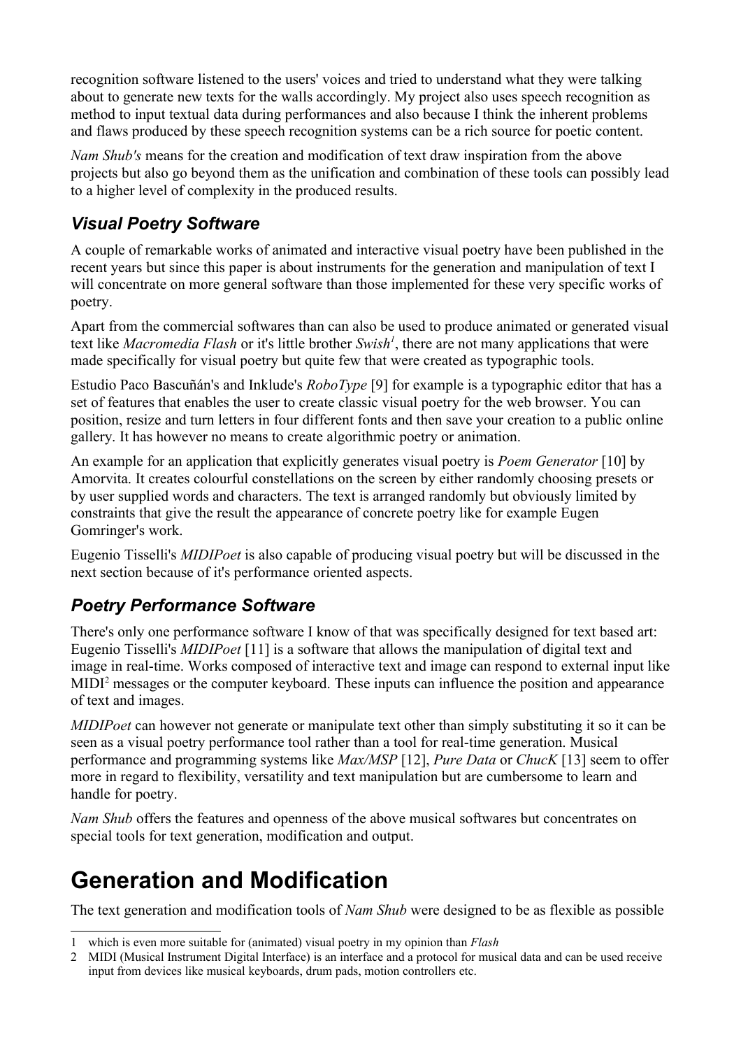recognition software listened to the users' voices and tried to understand what they were talking about to generate new texts for the walls accordingly. My project also uses speech recognition as method to input textual data during performances and also because I think the inherent problems and flaws produced by these speech recognition systems can be a rich source for poetic content.

*Nam Shub's* means for the creation and modification of text draw inspiration from the above projects but also go beyond them as the unification and combination of these tools can possibly lead to a higher level of complexity in the produced results.

### *Visual Poetry Software*

A couple of remarkable works of animated and interactive visual poetry have been published in the recent years but since this paper is about instruments for the generation and manipulation of text I will concentrate on more general software than those implemented for these very specific works of poetry.

Apart from the commercial softwares than can also be used to produce animated or generated visual text like *Macromedia Flash* or it's little brother *Swish*[1], there are not many applications that were made specifically for visual poetry but quite few that were created as typographic tools.

Estudio Paco Bascuñán's and Inklude's *RoboType* [9] for example is a typographic editor that has a set of features that enables the user to create classic visual poetry for the web browser. You can position, resize and turn letters in four different fonts and then save your creation to a public online gallery. It has however no means to create algorithmic poetry or animation.

An example for an application that explicitly generates visual poetry is *Poem Generator* [10] by Amorvita. It creates colourful constellations on the screen by either randomly choosing presets or by user supplied words and characters. The text is arranged randomly but obviously limited by constraints that give the result the appearance of concrete poetry like for example Eugen Gomringer's work.

Eugenio Tisselli's *MIDIPoet* is also capable of producing visual poetry but will be discussed in the next section because of it's performance oriented aspects.

### *Poetry Performance Software*

There's only one performance software I know of that was specifically designed for text based art: Eugenio Tisselli's *MIDIPoet* [11] is a software that allows the manipulation of digital text and image in real-time. Works composed of interactive text and image can respond to external input like MIDI[2] messages or the computer keyboard. These inputs can influence the position and appearance of text and images.

*MIDIPoet* can however not generate or manipulate text other than simply substituting it so it can be seen as a visual poetry performance tool rather than a tool for real-time generation. Musical performance and programming systems like *Max/MSP* [12], *Pure Data* or *ChucK* [13] seem to offer more in regard to flexibility, versatility and text manipulation but are cumbersome to learn and handle for poetry.

*Nam Shub* offers the features and openness of the above musical softwares but concentrates on special tools for text generation, modification and output.

# Generation and Modification

The text generation and modification tools of *Nam Shub* were designed to be as flexible as possible

---

1 which is even more suitable for (animated) visual poetry in my opinion than *Flash*

2 MIDI (Musical Instrument Digital Interface) is an interface and a protocol for musical data and can be used receive input from devices like musical keyboards, drum pads, motion controllers etc.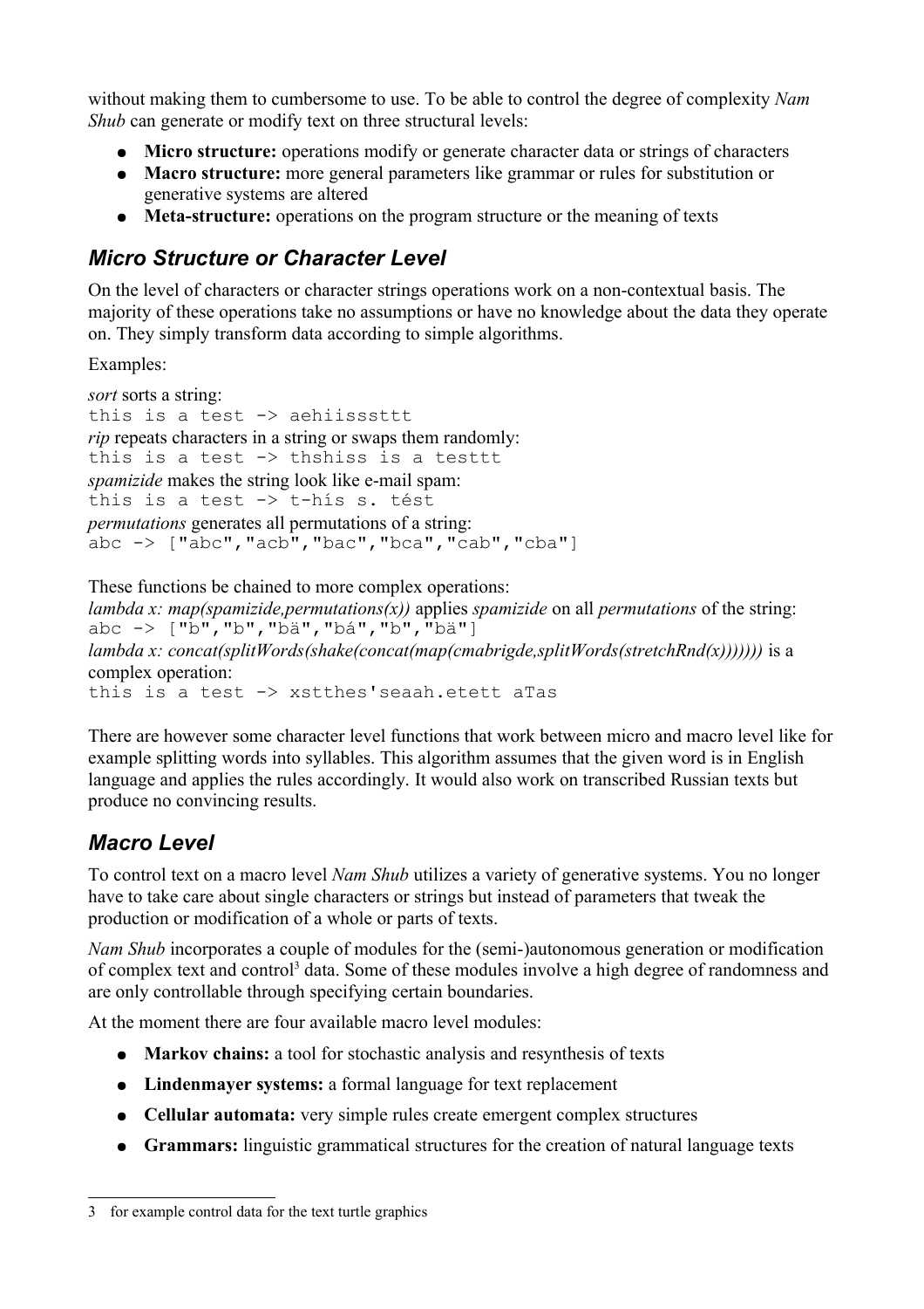without making them to cumbersome to use. To be able to control the degree of complexity *Nam Shub* can generate or modify text on three structural levels:

- **Micro structure:** operations modify or generate character data or strings of characters
- **Macro structure:** more general parameters like grammar or rules for substitution or generative systems are altered
- **Meta-structure:** operations on the program structure or the meaning of texts

## *Micro Structure or Character Level*

On the level of characters or character strings operations work on a non-contextual basis. The majority of these operations take no assumptions or have no knowledge about the data they operate on. They simply transform data according to simple algorithms.

Examples:

*sort* sorts a string:
`this is a test -> aehiissssttt`
*rip* repeats characters in a string or swaps them randomly:
`this is a test -> thshiss is a testtt`
*spamizide* makes the string look like e-mail spam:
`this is a test -> t-hís s. tést`
*permutations* generates all permutations of a string:
`abc -> ["abc","acb","bac","bca","cab","cba"]`

These functions be chained to more complex operations:
*lambda x: map(spamizide,permutations(x))* applies *spamizide* on all *permutations* of the string:
`abc -> ["b","b","bä","bá","b","bä"]`
*lambda x: concat(splitWords(shake(concat(map(cmabrigde,splitWords(stretchRnd(x)))))))* is a complex operation:
`this is a test -> xstthes'seaah.etett aTas`

There are however some character level functions that work between micro and macro level like for example splitting words into syllables. This algorithm assumes that the given word is in English language and applies the rules accordingly. It would also work on transcribed Russian texts but produce no convincing results.

## *Macro Level*

To control text on a macro level *Nam Shub* utilizes a variety of generative systems. You no longer have to take care about single characters or strings but instead of parameters that tweak the production or modification of a whole or parts of texts.

*Nam Shub* incorporates a couple of modules for the (semi-)autonomous generation or modification of complex text and control[3] data. Some of these modules involve a high degree of randomness and are only controllable through specifying certain boundaries.

At the moment there are four available macro level modules:

- **Markov chains:** a tool for stochastic analysis and resynthesis of texts
- **Lindenmayer systems:** a formal language for text replacement
- **Cellular automata:** very simple rules create emergent complex structures
- **Grammars:** linguistic grammatical structures for the creation of natural language texts

3 for example control data for the text turtle graphics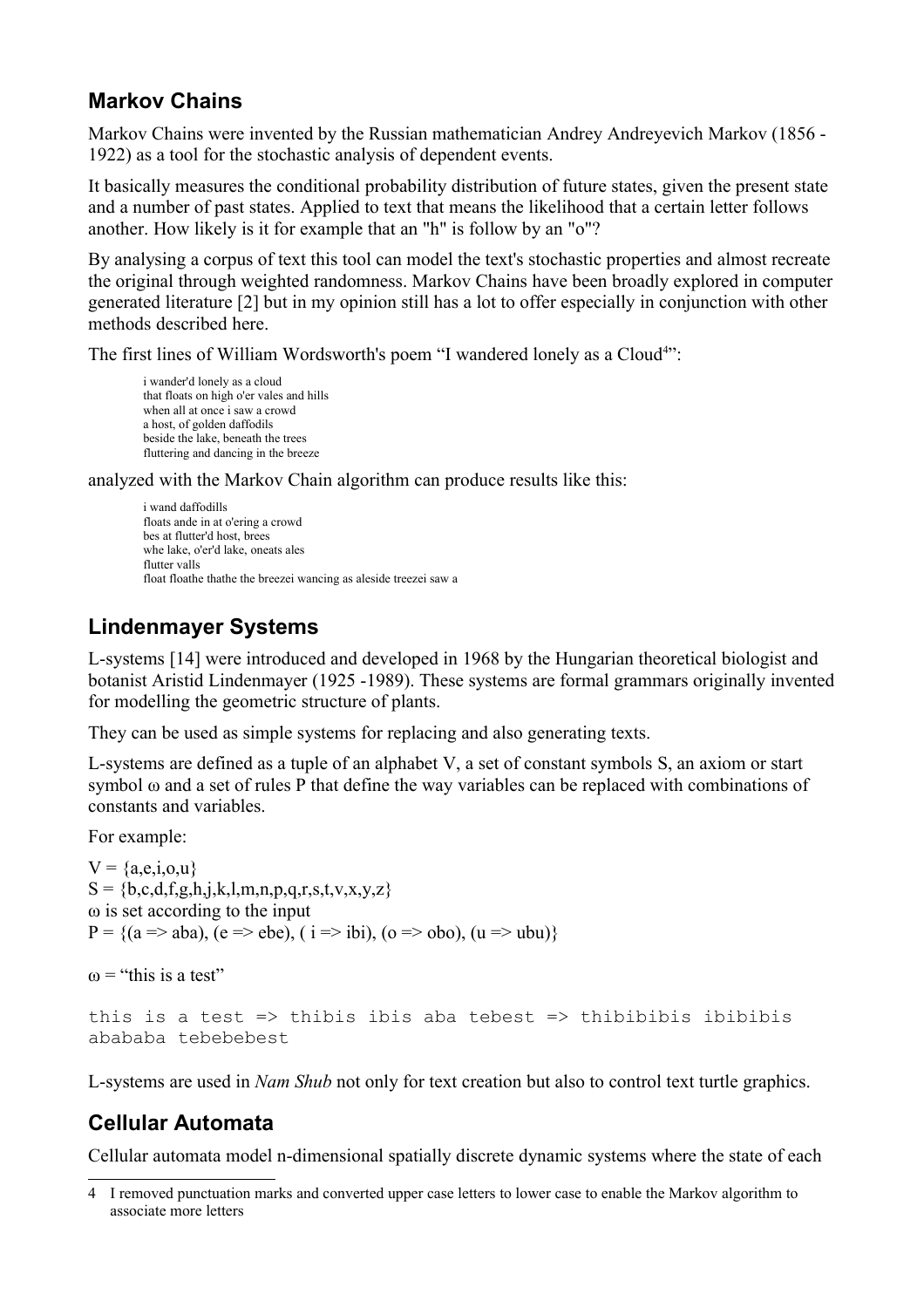## Markov Chains

Markov Chains were invented by the Russian mathematician Andrey Andreyevich Markov (1856 - 1922) as a tool for the stochastic analysis of dependent events.

It basically measures the conditional probability distribution of future states, given the present state and a number of past states. Applied to text that means the likelihood that a certain letter follows another. How likely is it for example that an "h" is follow by an "o"?

By analysing a corpus of text this tool can model the text's stochastic properties and almost recreate the original through weighted randomness. Markov Chains have been broadly explored in computer generated literature [2] but in my opinion still has a lot to offer especially in conjunction with other methods described here.

The first lines of William Wordsworth's poem "I wandered lonely as a Cloud[4]":

```
i wander'd lonely as a cloud
that floats on high o'er vales and hills
when all at once i saw a crowd
a host, of golden daffodils
beside the lake, beneath the trees
fluttering and dancing in the breeze
```

analyzed with the Markov Chain algorithm can produce results like this:

```
i wand daffodills
floats ande in at o'ering a crowd
bes at flutter'd host, brees
whe lake, o'er'd lake, oneats ales
flutter valls
float floathe thathe the breezei wancing as aleside treezei saw a
```

## Lindenmayer Systems

L-systems [14] were introduced and developed in 1968 by the Hungarian theoretical biologist and botanist Aristid Lindenmayer (1925 -1989). These systems are formal grammars originally invented for modelling the geometric structure of plants.

They can be used as simple systems for replacing and also generating texts.

L-systems are defined as a tuple of an alphabet V, a set of constant symbols S, an axiom or start symbol ω and a set of rules P that define the way variables can be replaced with combinations of constants and variables.

For example:

V = {a,e,i,o,u}
S = {b,c,d,f,g,h,j,k,l,m,n,p,q,r,s,t,v,x,y,z}
ω is set according to the input
P = {(a => aba), (e => ebe), ( i => ibi), (o => obo), (u => ubu)}

ω = "this is a test"

```
this is a test => thibis ibis aba tebest => thibibibis ibibibis
abababa tebebebest
```

L-systems are used in *Nam Shub* not only for text creation but also to control text turtle graphics.

## Cellular Automata

Cellular automata model n-dimensional spatially discrete dynamic systems where the state of each

4 I removed punctuation marks and converted upper case letters to lower case to enable the Markov algorithm to associate more letters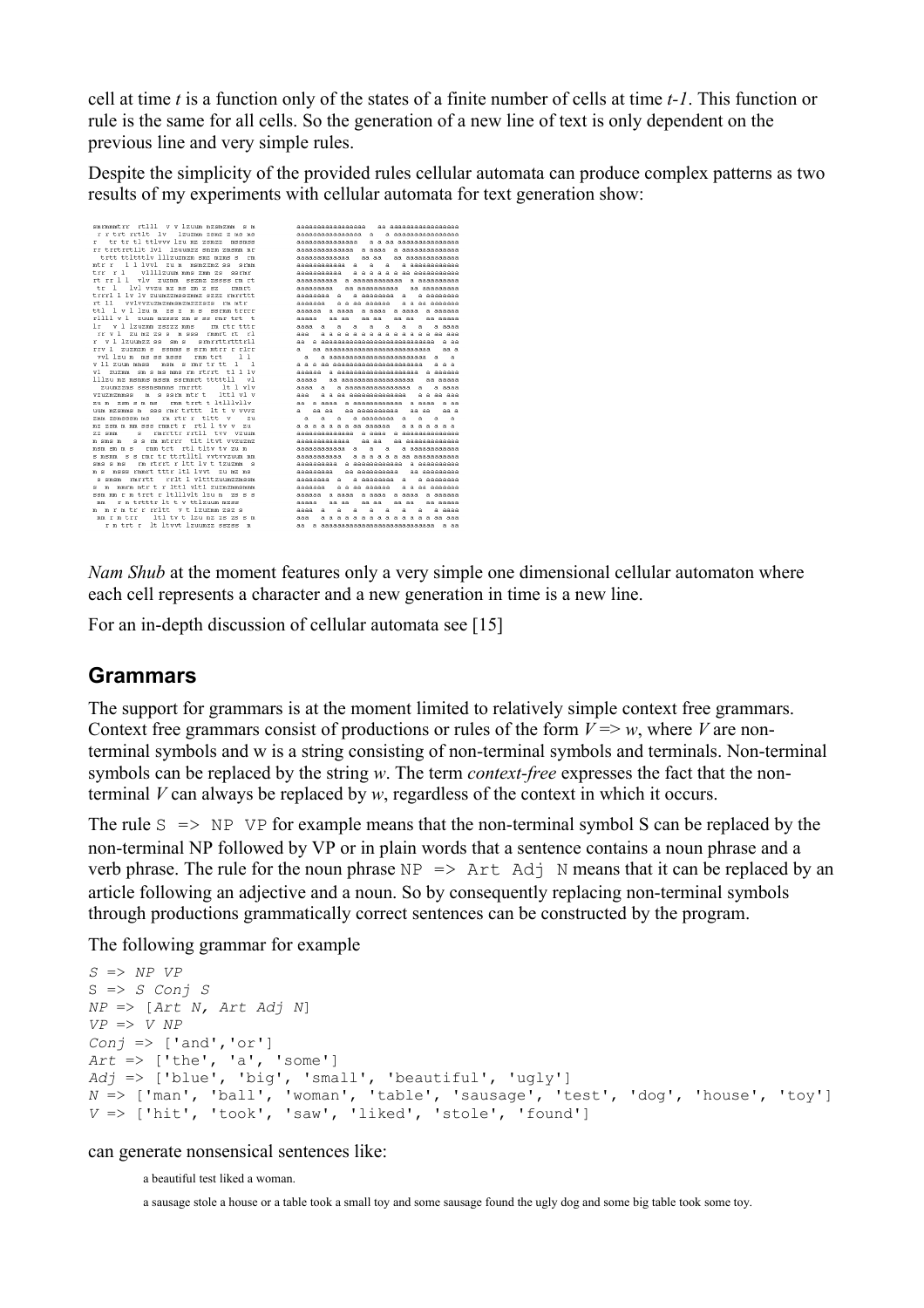cell at time *t* is a function only of the states of a finite number of cells at time *t-1*. This function or rule is the same for all cells. So the generation of a new line of text is only dependent on the previous line and very simple rules.

Despite the simplicity of the provided rules cellular automata can produce complex patterns as two results of my experiments with cellular automata for text generation show:

*Nam Shub* at the moment features only a very simple one dimensional cellular automaton where each cell represents a character and a new generation in time is a new line.

For an in-depth discussion of cellular automata see [15]

## Grammars

The support for grammars is at the moment limited to relatively simple context free grammars. Context free grammars consist of productions or rules of the form *V* => *w*, where *V* are non-terminal symbols and w is a string consisting of non-terminal symbols and terminals. Non-terminal symbols can be replaced by the string *w*. The term *context-free* expresses the fact that the non-terminal *V* can always be replaced by *w*, regardless of the context in which it occurs.

The rule `S => NP VP` for example means that the non-terminal symbol S can be replaced by the non-terminal NP followed by VP or in plain words that a sentence contains a noun phrase and a verb phrase. The rule for the noun phrase `NP => Art Adj N` means that it can be replaced by an article following an adjective and a noun. So by consequently replacing non-terminal symbols through productions grammatically correct sentences can be constructed by the program.

The following grammar for example

```
S => NP VP
S => S Conj S
NP => [Art N, Art Adj N]
VP => V NP
Conj => ['and','or']
Art => ['the', 'a', 'some']
Adj => ['blue', 'big', 'small', 'beautiful', 'ugly']
N => ['man', 'ball', 'woman', 'table', 'sausage', 'test', 'dog', 'house', 'toy']
V => ['hit', 'took', 'saw', 'liked', 'stole', 'found']
```

can generate nonsensical sentences like:

> a beautiful test liked a woman.
>
> a sausage stole a house or a table took a small toy and some sausage found the ugly dog and some big table took some toy.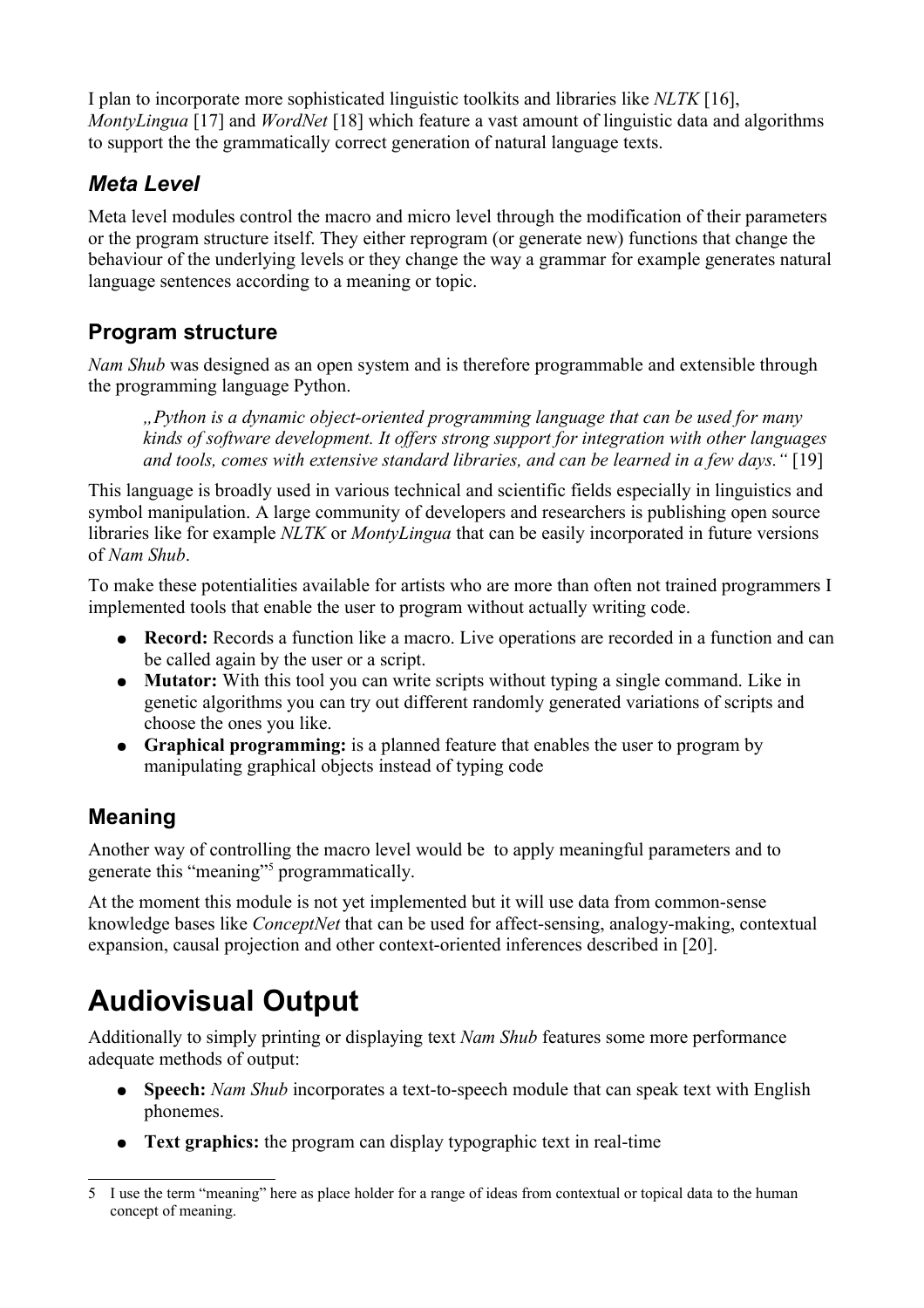I plan to incorporate more sophisticated linguistic toolkits and libraries like *NLTK* [16], *MontyLingua* [17] and *WordNet* [18] which feature a vast amount of linguistic data and algorithms to support the the grammatically correct generation of natural language texts.

### *Meta Level*

Meta level modules control the macro and micro level through the modification of their parameters or the program structure itself. They either reprogram (or generate new) functions that change the behaviour of the underlying levels or they change the way a grammar for example generates natural language sentences according to a meaning or topic.

## Program structure

*Nam Shub* was designed as an open system and is therefore programmable and extensible through the programming language Python.

> *„Python is a dynamic object-oriented programming language that can be used for many kinds of software development. It offers strong support for integration with other languages and tools, comes with extensive standard libraries, and can be learned in a few days.“* [19]

This language is broadly used in various technical and scientific fields especially in linguistics and symbol manipulation. A large community of developers and researchers is publishing open source libraries like for example *NLTK* or *MontyLingua* that can be easily incorporated in future versions of *Nam Shub*.

To make these potentialities available for artists who are more than often not trained programmers I implemented tools that enable the user to program without actually writing code.

- **Record:** Records a function like a macro. Live operations are recorded in a function and can be called again by the user or a script.
- **Mutator:** With this tool you can write scripts without typing a single command. Like in genetic algorithms you can try out different randomly generated variations of scripts and choose the ones you like.
- **Graphical programming:** is a planned feature that enables the user to program by manipulating graphical objects instead of typing code

## Meaning

Another way of controlling the macro level would be to apply meaningful parameters and to generate this “meaning”[5] programmatically.

At the moment this module is not yet implemented but it will use data from common-sense knowledge bases like *ConceptNet* that can be used for affect-sensing, analogy-making, contextual expansion, causal projection and other context-oriented inferences described in [20].

# Audiovisual Output

Additionally to simply printing or displaying text *Nam Shub* features some more performance adequate methods of output:

- **Speech:** *Nam Shub* incorporates a text-to-speech module that can speak text with English phonemes.
- **Text graphics:** the program can display typographic text in real-time

---

5 I use the term “meaning” here as place holder for a range of ideas from contextual or topical data to the human concept of meaning.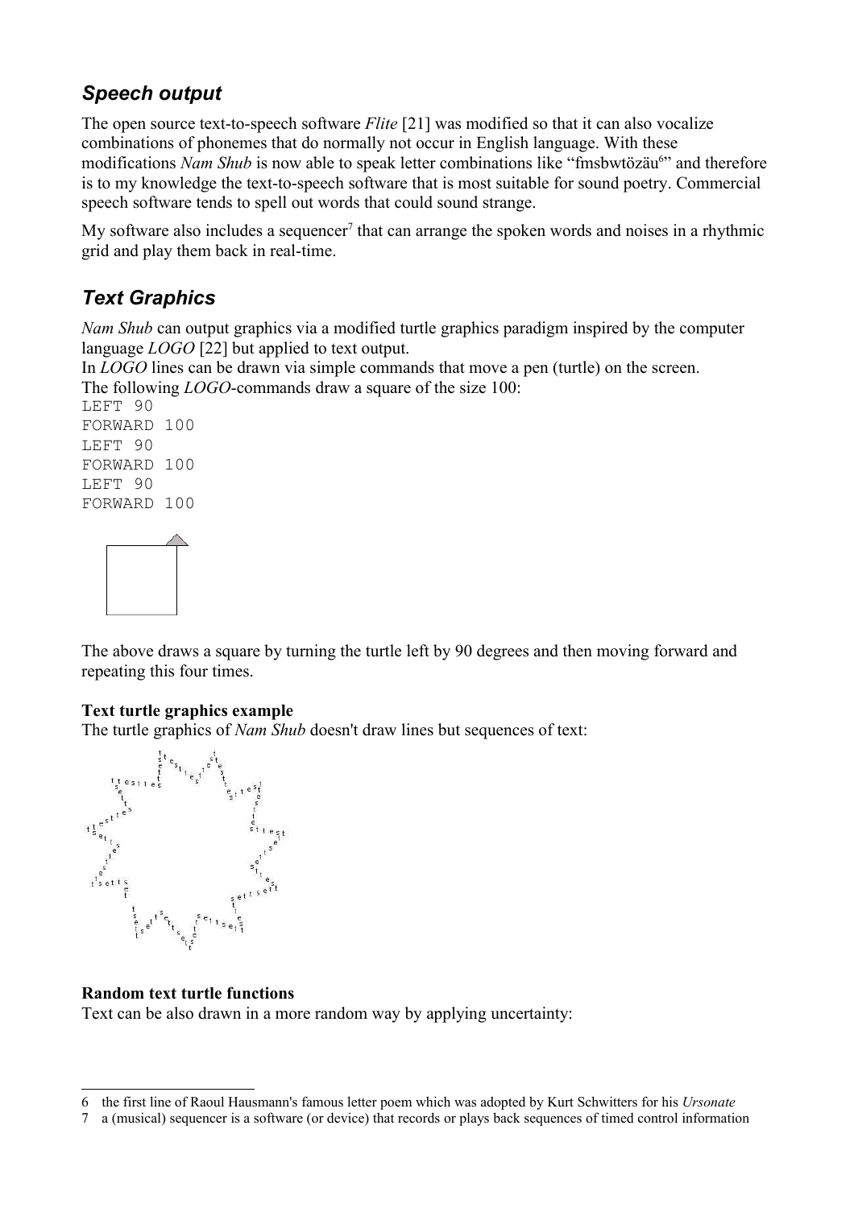## *Speech output*

The open source text-to-speech software *Flite* [21] was modified so that it can also vocalize combinations of phonemes that do normally not occur in English language. With these modifications *Nam Shub* is now able to speak letter combinations like "fmsbwtözäu[6]" and therefore is to my knowledge the text-to-speech software that is most suitable for sound poetry. Commercial speech software tends to spell out words that could sound strange.

My software also includes a sequencer[7] that can arrange the spoken words and noises in a rhythmic grid and play them back in real-time.

## *Text Graphics*

*Nam Shub* can output graphics via a modified turtle graphics paradigm inspired by the computer language *LOGO* [22] but applied to text output.
In *LOGO* lines can be drawn via simple commands that move a pen (turtle) on the screen.
The following *LOGO*-commands draw a square of the size 100:

```
LEFT 90
FORWARD 100
LEFT 90
FORWARD 100
LEFT 90
FORWARD 100
```

The above draws a square by turning the turtle left by 90 degrees and then moving forward and repeating this four times.

**Text turtle graphics example**
The turtle graphics of *Nam Shub* doesn't draw lines but sequences of text:

**Random text turtle functions**
Text can be also drawn in a more random way by applying uncertainty:

---

6 the first line of Raoul Hausmann's famous letter poem which was adopted by Kurt Schwitters for his *Ursonate*

7 a (musical) sequencer is a software (or device) that records or plays back sequences of timed control information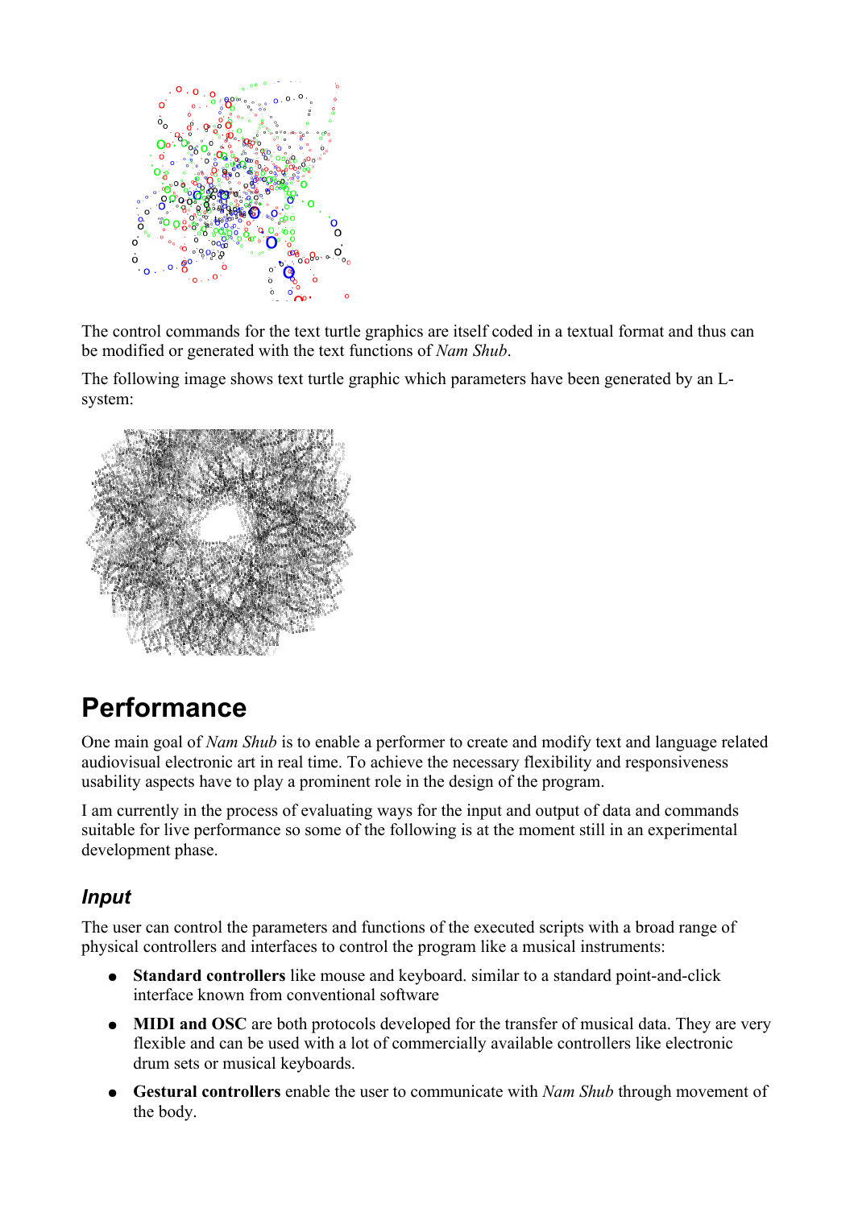The control commands for the text turtle graphics are itself coded in a textual format and thus can be modified or generated with the text functions of *Nam Shub*.

The following image shows text turtle graphic which parameters have been generated by an L-system:

# Performance

One main goal of *Nam Shub* is to enable a performer to create and modify text and language related audiovisual electronic art in real time. To achieve the necessary flexibility and responsiveness usability aspects have to play a prominent role in the design of the program.

I am currently in the process of evaluating ways for the input and output of data and commands suitable for live performance so some of the following is at the moment still in an experimental development phase.

## *Input*

The user can control the parameters and functions of the executed scripts with a broad range of physical controllers and interfaces to control the program like a musical instruments:

- **Standard controllers** like mouse and keyboard. similar to a standard point-and-click interface known from conventional software
- **MIDI and OSC** are both protocols developed for the transfer of musical data. They are very flexible and can be used with a lot of commercially available controllers like electronic drum sets or musical keyboards.
- **Gestural controllers** enable the user to communicate with *Nam Shub* through movement of the body.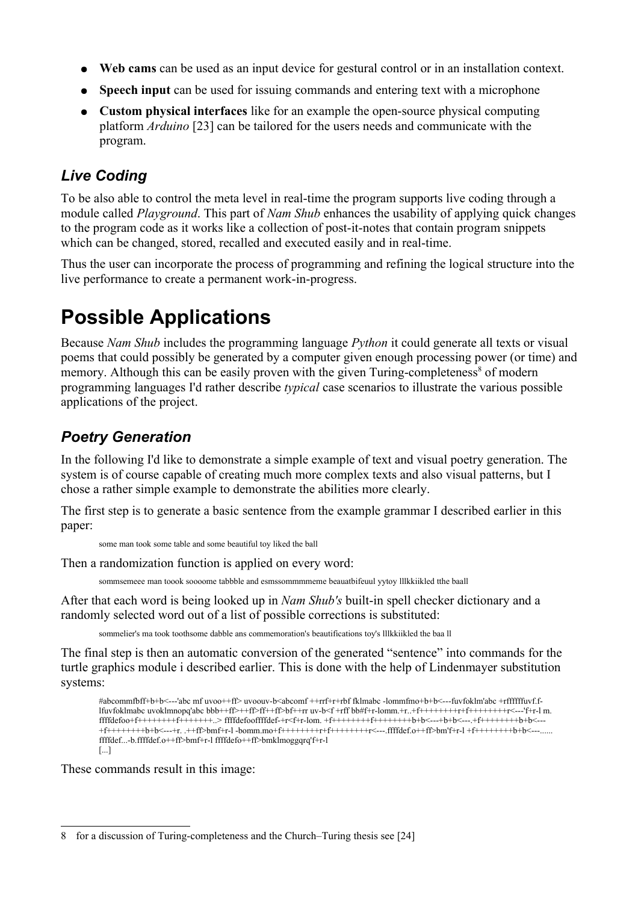- **Web cams** can be used as an input device for gestural control or in an installation context.
- **Speech input** can be used for issuing commands and entering text with a microphone
- **Custom physical interfaces** like for an example the open-source physical computing platform *Arduino* [23] can be tailored for the users needs and communicate with the program.

### *Live Coding*

To be also able to control the meta level in real-time the program supports live coding through a module called *Playground*. This part of *Nam Shub* enhances the usability of applying quick changes to the program code as it works like a collection of post-it-notes that contain program snippets which can be changed, stored, recalled and executed easily and in real-time.

Thus the user can incorporate the process of programming and refining the logical structure into the live performance to create a permanent work-in-progress.

# Possible Applications

Because *Nam Shub* includes the programming language *Python* it could generate all texts or visual poems that could possibly be generated by a computer given enough processing power (or time) and memory. Although this can be easily proven with the given Turing-completeness[8] of modern programming languages I'd rather describe *typical* case scenarios to illustrate the various possible applications of the project.

### *Poetry Generation*

In the following I'd like to demonstrate a simple example of text and visual poetry generation. The system is of course capable of creating much more complex texts and also visual patterns, but I chose a rather simple example to demonstrate the abilities more clearly.

The first step is to generate a basic sentence from the example grammar I described earlier in this paper:

> some man took some table and some beautiful toy liked the ball

Then a randomization function is applied on every word:

> sommsemeee man toook soooome tabbble and esmssommmmeme beauatbifeuul yytoy lllkkiikled tthe baall

After that each word is being looked up in *Nam Shub's* built-in spell checker dictionary and a randomly selected word out of a list of possible corrections is substituted:

> sommelier's ma took toothsome dabble ans commemoration's beautifications toy's lllkkiikled the baa ll

The final step is then an automatic conversion of the generated "sentence" into commands for the turtle graphics module i described earlier. This is done with the help of Lindenmayer substitution systems:

```
#abcommfbff+b+b<---'abc mf uvoo++ff> uvoouv-b<abcomf ++rrf+r+rbf fklmabc -lommfmo+b+b<---fuvfoklm'abc +rffffffuvf.f-lfuvfoklmabc uvoklmnopq'abc bbb++ff>++ff>ff++ff>bf++rr uv-b<f +rff bb#f+r-lomm.+r..+f++++++++r+f++++++++r<---'f+r-l m. ffffdefoo+f++++++++f+++++++..> ffffdefooffffdef-+r<f+r-lom. +f++++++++f++++++++b+b<---+b+b<---.+f++++++++b+b<---+f++++++++b+b<---+r. .++ff>bmf+r-l -bomm.mo+f++++++++r+f++++++++r<---.ffffdef.o++ff>bm'f+r-l +f++++++++b+b<---...... ffffdef...-b.ffffdef.o++ff>bmf+r-l ffffdefo++ff>bmklmoggqrq'f+r-l
[...]
```

These commands result in this image:

8 for a discussion of Turing-completeness and the Church–Turing thesis see [24]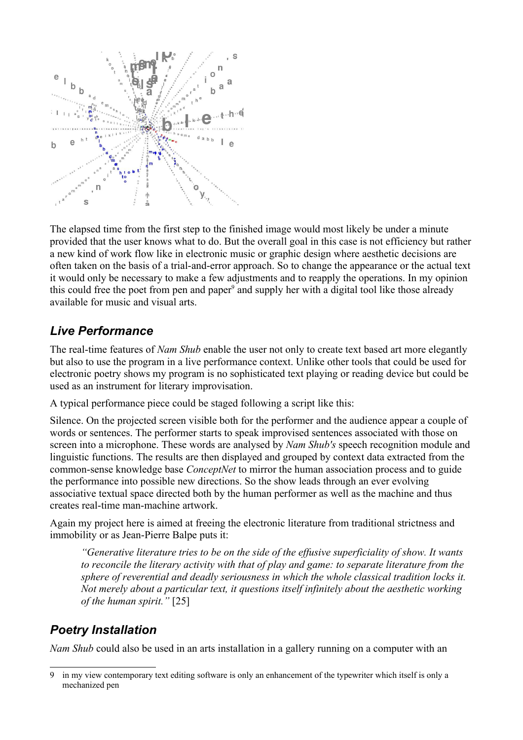The elapsed time from the first step to the finished image would most likely be under a minute provided that the user knows what to do. But the overall goal in this case is not efficiency but rather a new kind of work flow like in electronic music or graphic design where aesthetic decisions are often taken on the basis of a trial-and-error approach. So to change the appearance or the actual text it would only be necessary to make a few adjustments and to reapply the operations. In my opinion this could free the poet from pen and paper[9] and supply her with a digital tool like those already available for music and visual arts.

## *Live Performance*

The real-time features of *Nam Shub* enable the user not only to create text based art more elegantly but also to use the program in a live performance context. Unlike other tools that could be used for electronic poetry shows my program is no sophisticated text playing or reading device but could be used as an instrument for literary improvisation.

A typical performance piece could be staged following a script like this:

Silence. On the projected screen visible both for the performer and the audience appear a couple of words or sentences. The performer starts to speak improvised sentences associated with those on screen into a microphone. These words are analysed by *Nam Shub's* speech recognition module and linguistic functions. The results are then displayed and grouped by context data extracted from the common-sense knowledge base *ConceptNet* to mirror the human association process and to guide the performance into possible new directions. So the show leads through an ever evolving associative textual space directed both by the human performer as well as the machine and thus creates real-time man-machine artwork.

Again my project here is aimed at freeing the electronic literature from traditional strictness and immobility or as Jean-Pierre Balpe puts it:

> *"Generative literature tries to be on the side of the effusive superficiality of show. It wants to reconcile the literary activity with that of play and game: to separate literature from the sphere of reverential and deadly seriousness in which the whole classical tradition locks it. Not merely about a particular text, it questions itself infinitely about the aesthetic working of the human spirit."* [25]

## *Poetry Installation*

*Nam Shub* could also be used in an arts installation in a gallery running on a computer with an

---

9 in my view contemporary text editing software is only an enhancement of the typewriter which itself is only a mechanized pen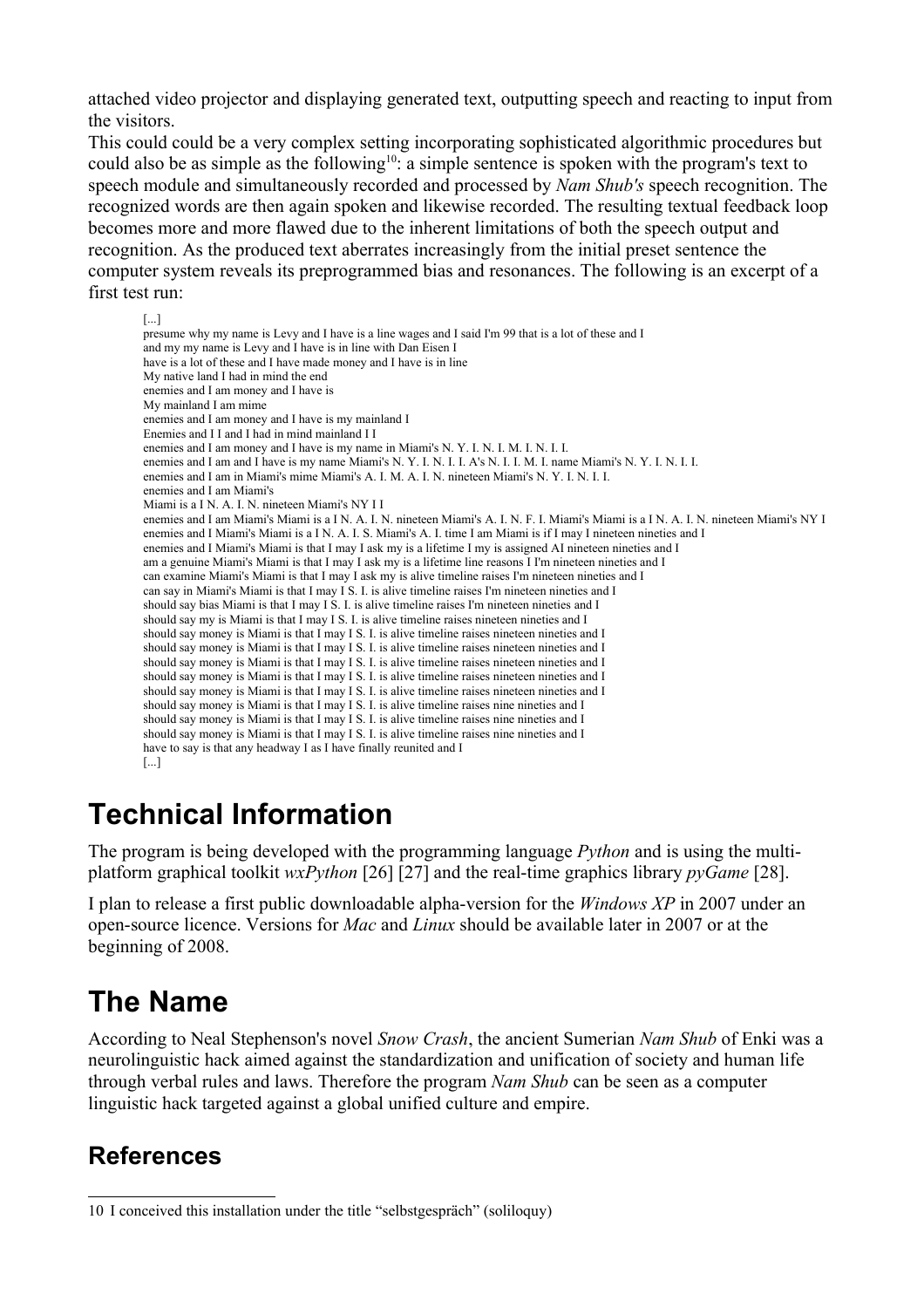attached video projector and displaying generated text, outputting speech and reacting to input from the visitors.
This could could be a very complex setting incorporating sophisticated algorithmic procedures but could also be as simple as the following[10]: a simple sentence is spoken with the program's text to speech module and simultaneously recorded and processed by *Nam Shub's* speech recognition. The recognized words are then again spoken and likewise recorded. The resulting textual feedback loop becomes more and more flawed due to the inherent limitations of both the speech output and recognition. As the produced text aberrates increasingly from the initial preset sentence the computer system reveals its preprogrammed bias and resonances. The following is an excerpt of a first test run:

```
[...]
presume why my name is Levy and I have is a line wages and I said I'm 99 that is a lot of these and I
and my my name is Levy and I have is in line with Dan Eisen I
have is a lot of these and I have made money and I have is in line
My native land I had in mind the end
enemies and I am money and I have is
My mainland I am mime
enemies and I am money and I have is my mainland I
Enemies and I I and I had in mind mainland I I
enemies and I am money and I have is my name in Miami's N. Y. I. N. I. M. I. N. I. I.
enemies and I am and I have is my name Miami's N. Y. I. N. I. I. A's N. I. I. M. I. name Miami's N. Y. I. N. I. I.
enemies and I am in Miami's mime Miami's A. I. M. A. I. N. nineteen Miami's N. Y. I. N. I. I.
enemies and I am Miami's
Miami is a I N. A. I. N. nineteen Miami's NY I I
enemies and I am Miami's Miami is a I N. A. I. N. nineteen Miami's A. I. N. F. I. Miami's Miami is a I N. A. I. N. nineteen Miami's NY I
enemies and I Miami's Miami is a I N. A. I. S. Miami's A. I. time I am Miami is if I may I nineteen nineties and I
enemies and I Miami's Miami is that I may I ask my is a lifetime I my is assigned AI nineteen nineties and I
am a genuine Miami's Miami is that I may I ask my is a lifetime line reasons I I'm nineteen nineties and I
can examine Miami's Miami is that I may I ask my is alive timeline raises I'm nineteen nineties and I
can say in Miami's Miami is that I may I S. I. is alive timeline raises I'm nineteen nineties and I
should say bias Miami is that I may I S. I. is alive timeline raises I'm nineteen nineties and I
should say my is Miami is that I may I S. I. is alive timeline raises nineteen nineties and I
should say money is Miami is that I may I S. I. is alive timeline raises nineteen nineties and I
should say money is Miami is that I may I S. I. is alive timeline raises nineteen nineties and I
should say money is Miami is that I may I S. I. is alive timeline raises nineteen nineties and I
should say money is Miami is that I may I S. I. is alive timeline raises nineteen nineties and I
should say money is Miami is that I may I S. I. is alive timeline raises nineteen nineties and I
should say money is Miami is that I may I S. I. is alive timeline raises nine nineties and I
should say money is Miami is that I may I S. I. is alive timeline raises nine nineties and I
should say money is Miami is that I may I S. I. is alive timeline raises nine nineties and I
have to say is that any headway I as I have finally reunited and I
[...]
```

# Technical Information

The program is being developed with the programming language *Python* and is using the multi-platform graphical toolkit *wxPython* [26] [27] and the real-time graphics library *pyGame* [28].

I plan to release a first public downloadable alpha-version for the *Windows XP* in 2007 under an open-source licence. Versions for *Mac* and *Linux* should be available later in 2007 or at the beginning of 2008.

# The Name

According to Neal Stephenson's novel *Snow Crash*, the ancient Sumerian *Nam Shub* of Enki was a neurolinguistic hack aimed against the standardization and unification of society and human life through verbal rules and laws. Therefore the program *Nam Shub* can be seen as a computer linguistic hack targeted against a global unified culture and empire.

## References

10 I conceived this installation under the title "selbstgespräch" (soliloquy)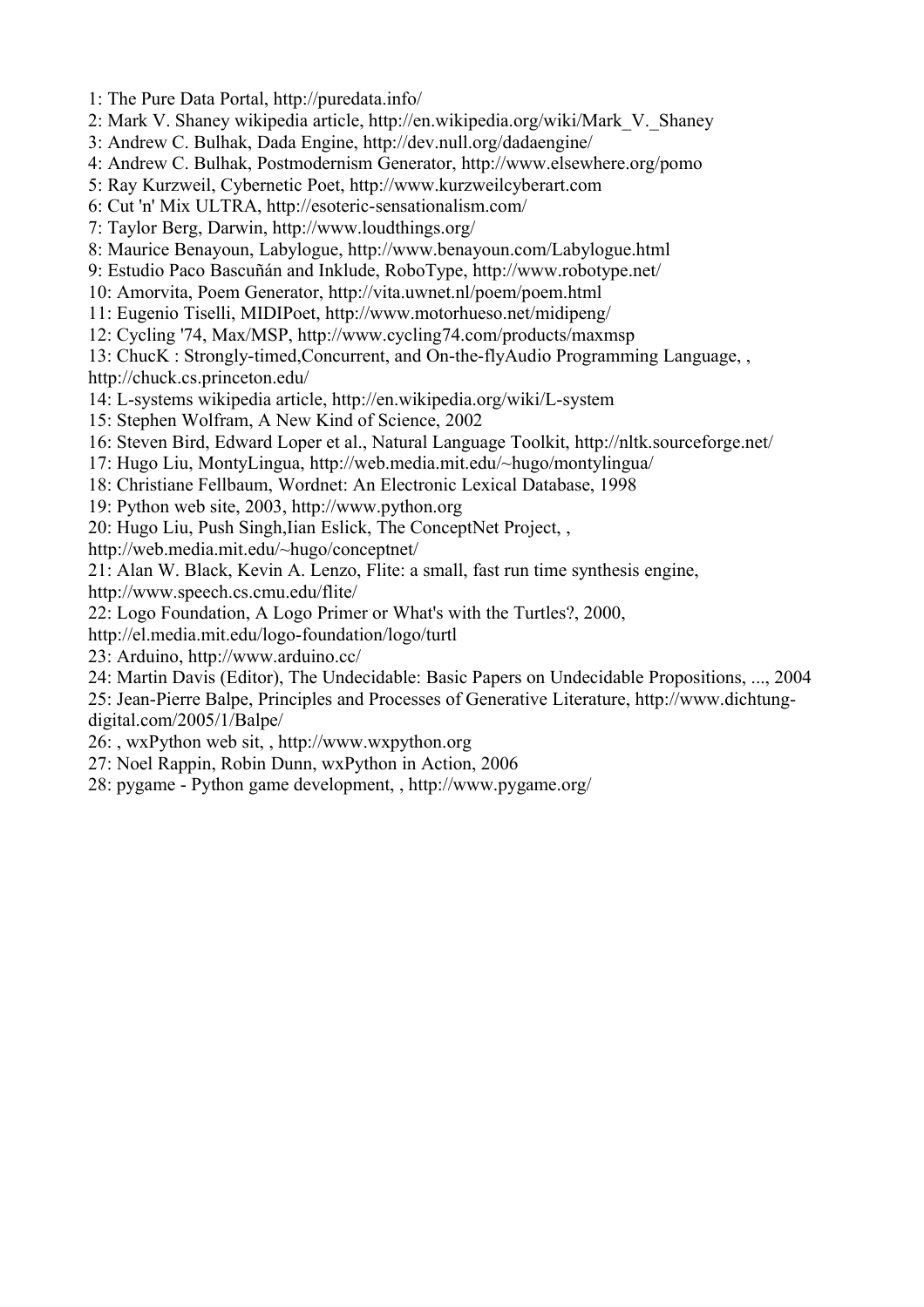1: The Pure Data Portal, http://puredata.info/
2: Mark V. Shaney wikipedia article, http://en.wikipedia.org/wiki/Mark_V._Shaney
3: Andrew C. Bulhak, Dada Engine, http://dev.null.org/dadaengine/
4: Andrew C. Bulhak, Postmodernism Generator, http://www.elsewhere.org/pomo
5: Ray Kurzweil, Cybernetic Poet, http://www.kurzweilcyberart.com
6: Cut 'n' Mix ULTRA, http://esoteric-sensationalism.com/
7: Taylor Berg, Darwin, http://www.loudthings.org/
8: Maurice Benayoun, Labylogue, http://www.benayoun.com/Labylogue.html
9: Estudio Paco Bascuñán and Inklude, RoboType, http://www.robotype.net/
10: Amorvita, Poem Generator, http://vita.uwnet.nl/poem/poem.html
11: Eugenio Tiselli, MIDIPoet, http://www.motorhueso.net/midipeng/
12: Cycling '74, Max/MSP, http://www.cycling74.com/products/maxmsp
13: ChucK : Strongly-timed,Concurrent, and On-the-flyAudio Programming Language, , http://chuck.cs.princeton.edu/
14: L-systems wikipedia article, http://en.wikipedia.org/wiki/L-system
15: Stephen Wolfram, A New Kind of Science, 2002
16: Steven Bird, Edward Loper et al., Natural Language Toolkit, http://nltk.sourceforge.net/
17: Hugo Liu, MontyLingua, http://web.media.mit.edu/~hugo/montylingua/
18: Christiane Fellbaum, Wordnet: An Electronic Lexical Database, 1998
19: Python web site, 2003, http://www.python.org
20: Hugo Liu, Push Singh,Iian Eslick, The ConceptNet Project, , http://web.media.mit.edu/~hugo/conceptnet/
21: Alan W. Black, Kevin A. Lenzo, Flite: a small, fast run time synthesis engine, http://www.speech.cs.cmu.edu/flite/
22: Logo Foundation, A Logo Primer or What's with the Turtles?, 2000, http://el.media.mit.edu/logo-foundation/logo/turtl
23: Arduino, http://www.arduino.cc/
24: Martin Davis (Editor), The Undecidable: Basic Papers on Undecidable Propositions, ..., 2004
25: Jean-Pierre Balpe, Principles and Processes of Generative Literature, http://www.dichtung-digital.com/2005/1/Balpe/
26: , wxPython web sit, , http://www.wxpython.org
27: Noel Rappin, Robin Dunn, wxPython in Action, 2006
28: pygame - Python game development, , http://www.pygame.org/